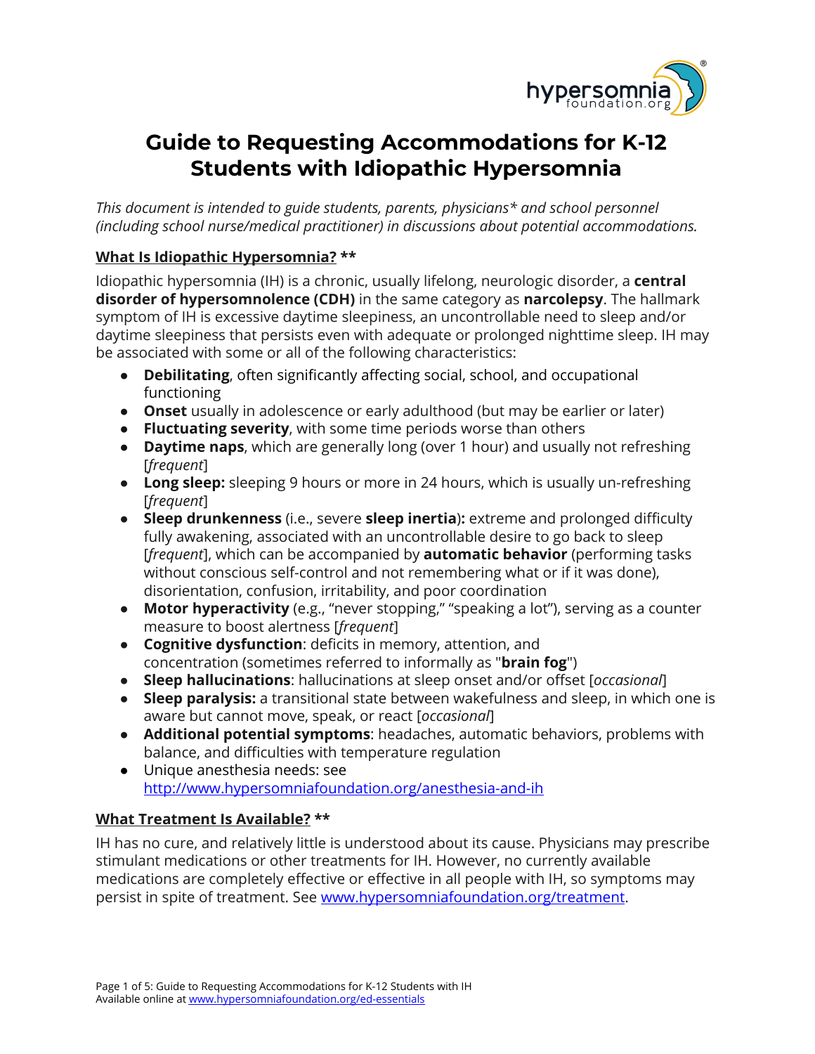# Guide to Requesting Accommodations for K-12 Students with Idiopathic Hypersomnia

*This document is intended to guide students, parents, physicians* and school personnel (including school nurse/medical practitioner) in discussions about potential accommodations.*

## What Is Idiopathic Hypersomnia? **

Idiopathic hypersomnia (IH) is a chronic, usually lifelong, neurologic disorder, a **central disorder of hypersomnolence (CDH)** in the same category as **narcolepsy**. The hallmark symptom of IH is excessive daytime sleepiness, an uncontrollable need to sleep and/or daytime sleepiness that persists even with adequate or prolonged nighttime sleep. IH may be associated with some or all of the following characteristics:

- **Debilitating**, often significantly affecting social, school, and occupational functioning
- **Onset** usually in adolescence or early adulthood (but may be earlier or later)
- **Fluctuating severity**, with some time periods worse than others
- **Daytime naps**, which are generally long (over 1 hour) and usually not refreshing [*frequent*]
- **Long sleep:** sleeping 9 hours or more in 24 hours, which is usually un-refreshing [*frequent*]
- **Sleep drunkenness** (i.e., severe **sleep inertia**)**:** extreme and prolonged difficulty fully awakening, associated with an uncontrollable desire to go back to sleep [*frequent*], which can be accompanied by **automatic behavior** (performing tasks without conscious self-control and not remembering what or if it was done), disorientation, confusion, irritability, and poor coordination
- **Motor hyperactivity** (e.g., "never stopping," "speaking a lot"), serving as a counter measure to boost alertness [*frequent*]
- **Cognitive dysfunction**: deficits in memory, attention, and concentration (sometimes referred to informally as "**brain fog**")
- **Sleep hallucinations**: hallucinations at sleep onset and/or offset [*occasional*]
- **Sleep paralysis:** a transitional state between wakefulness and sleep, in which one is aware but cannot move, speak, or react [*occasional*]
- **Additional potential symptoms**: headaches, automatic behaviors, problems with balance, and difficulties with temperature regulation
- Unique anesthesia needs: see http://www.hypersomniafoundation.org/anesthesia-and-ih

## What Treatment Is Available? **

IH has no cure, and relatively little is understood about its cause. Physicians may prescribe stimulant medications or other treatments for IH. However, no currently available medications are completely effective or effective in all people with IH, so symptoms may persist in spite of treatment. See www.hypersomniafoundation.org/treatment.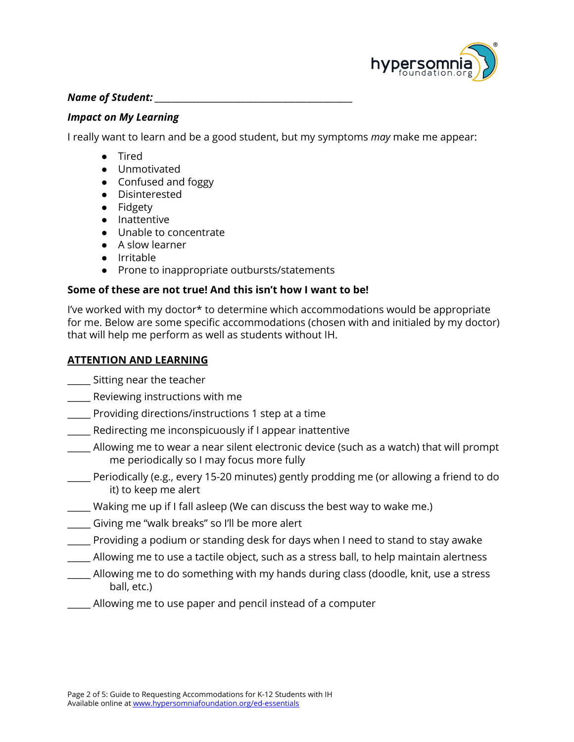**_Name of Student:_** ________________________________________

**_Impact on My Learning_**

I really want to learn and be a good student, but my symptoms *may* make me appear:

- Tired
- Unmotivated
- Confused and foggy
- Disinterested
- Fidgety
- Inattentive
- Unable to concentrate
- A slow learner
- Irritable
- Prone to inappropriate outbursts/statements

**Some of these are not true! And this isn't how I want to be!**

I've worked with my doctor* to determine which accommodations would be appropriate for me. Below are some specific accommodations (chosen with and initialed by my doctor) that will help me perform as well as students without IH.

**ATTENTION AND LEARNING**

_____ Sitting near the teacher

_____ Reviewing instructions with me

_____ Providing directions/instructions 1 step at a time

_____ Redirecting me inconspicuously if I appear inattentive

_____ Allowing me to wear a near silent electronic device (such as a watch) that will prompt me periodically so I may focus more fully

_____ Periodically (e.g., every 15-20 minutes) gently prodding me (or allowing a friend to do it) to keep me alert

_____ Waking me up if I fall asleep (We can discuss the best way to wake me.)

_____ Giving me "walk breaks" so I'll be more alert

_____ Providing a podium or standing desk for days when I need to stand to stay awake

_____ Allowing me to use a tactile object, such as a stress ball, to help maintain alertness

_____ Allowing me to do something with my hands during class (doodle, knit, use a stress ball, etc.)

_____ Allowing me to use paper and pencil instead of a computer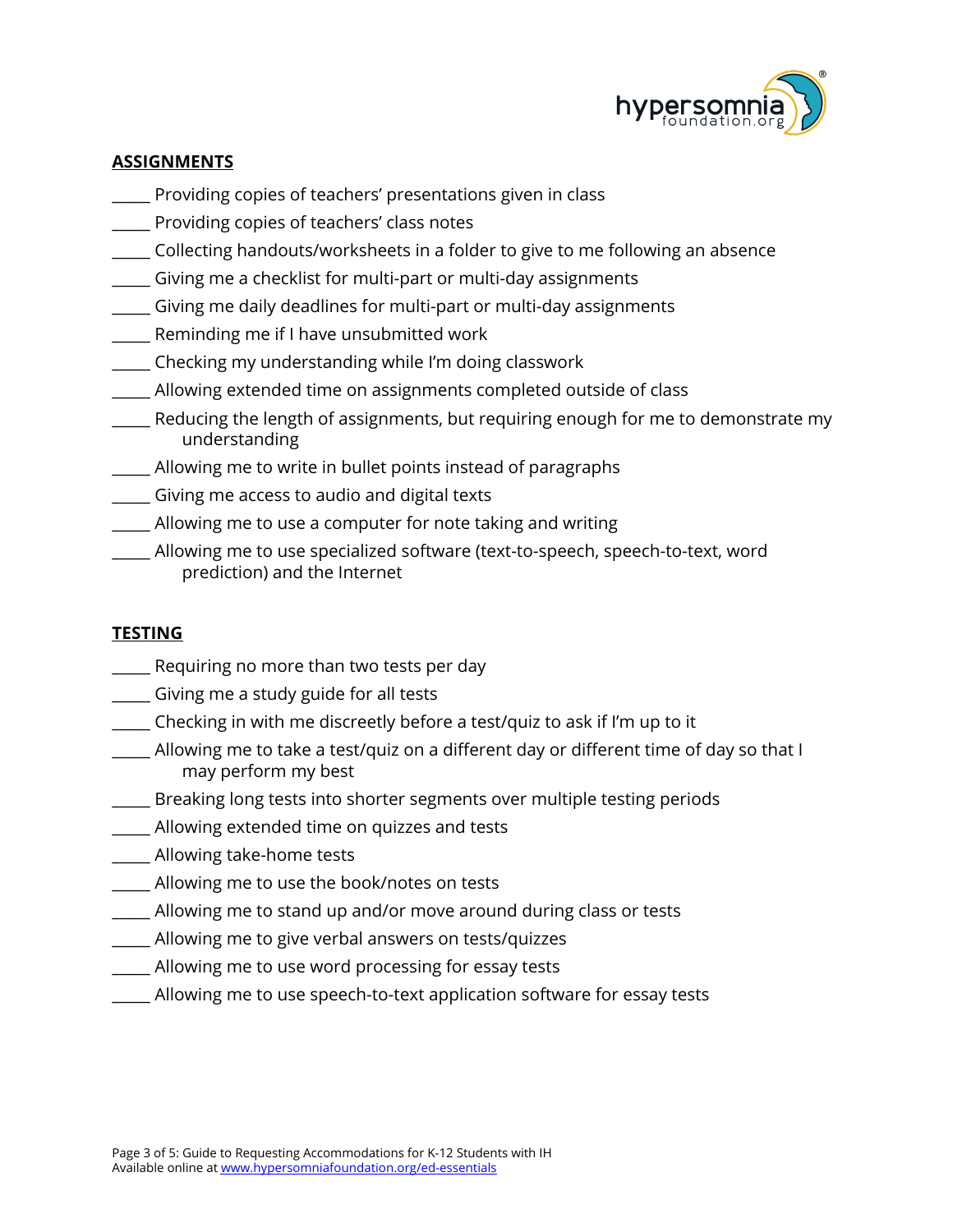**ASSIGNMENTS**

_____ Providing copies of teachers' presentations given in class
_____ Providing copies of teachers' class notes
_____ Collecting handouts/worksheets in a folder to give to me following an absence
_____ Giving me a checklist for multi-part or multi-day assignments
_____ Giving me daily deadlines for multi-part or multi-day assignments
_____ Reminding me if I have unsubmitted work
_____ Checking my understanding while I'm doing classwork
_____ Allowing extended time on assignments completed outside of class
_____ Reducing the length of assignments, but requiring enough for me to demonstrate my understanding
_____ Allowing me to write in bullet points instead of paragraphs
_____ Giving me access to audio and digital texts
_____ Allowing me to use a computer for note taking and writing
_____ Allowing me to use specialized software (text-to-speech, speech-to-text, word prediction) and the Internet

**TESTING**

_____ Requiring no more than two tests per day
_____ Giving me a study guide for all tests
_____ Checking in with me discreetly before a test/quiz to ask if I'm up to it
_____ Allowing me to take a test/quiz on a different day or different time of day so that I may perform my best
_____ Breaking long tests into shorter segments over multiple testing periods
_____ Allowing extended time on quizzes and tests
_____ Allowing take-home tests
_____ Allowing me to use the book/notes on tests
_____ Allowing me to stand up and/or move around during class or tests
_____ Allowing me to give verbal answers on tests/quizzes
_____ Allowing me to use word processing for essay tests
_____ Allowing me to use speech-to-text application software for essay tests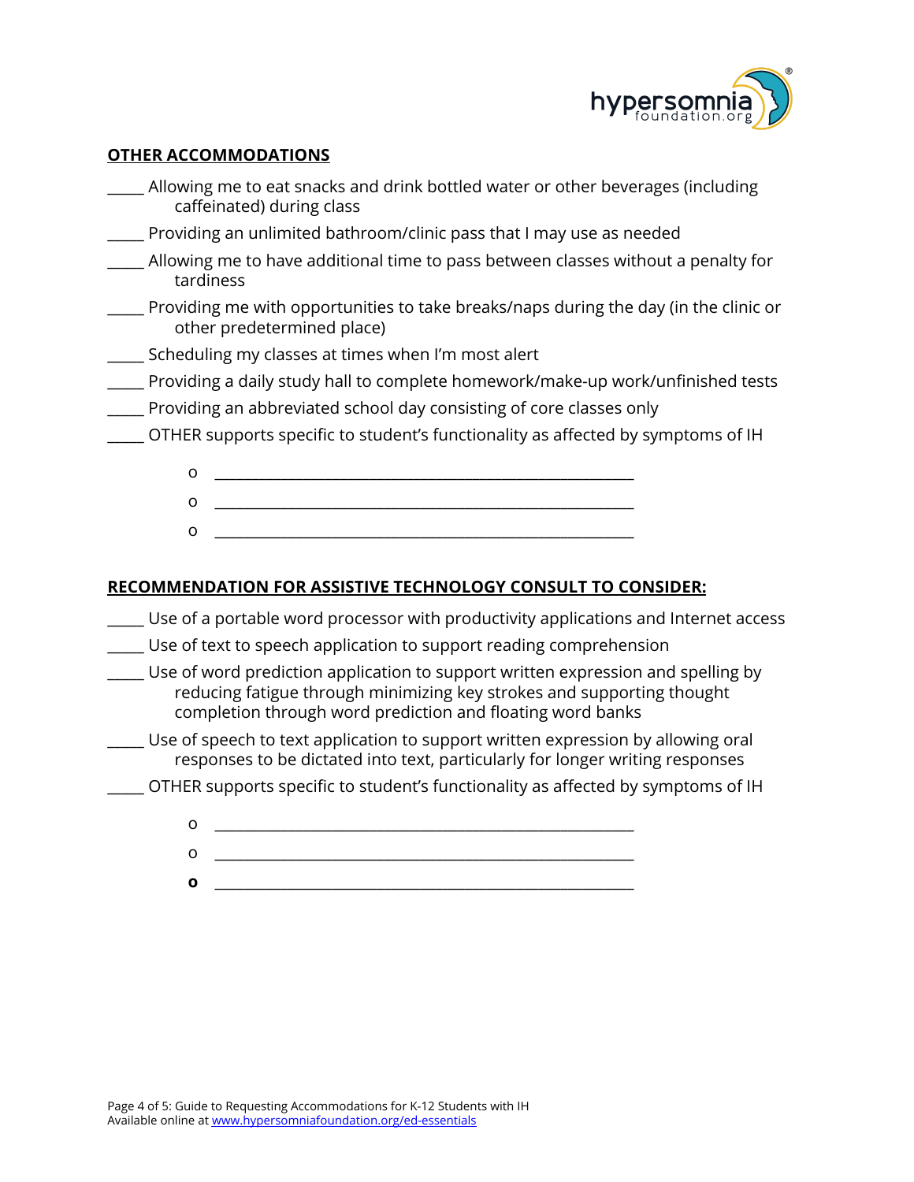**OTHER ACCOMMODATIONS**

_____ Allowing me to eat snacks and drink bottled water or other beverages (including caffeinated) during class

_____ Providing an unlimited bathroom/clinic pass that I may use as needed

_____ Allowing me to have additional time to pass between classes without a penalty for tardiness

_____ Providing me with opportunities to take breaks/naps during the day (in the clinic or other predetermined place)

_____ Scheduling my classes at times when I'm most alert

_____ Providing a daily study hall to complete homework/make-up work/unfinished tests

_____ Providing an abbreviated school day consisting of core classes only

_____ OTHER supports specific to student's functionality as affected by symptoms of IH

- ______________________________________________________
- ______________________________________________________
- ______________________________________________________

**RECOMMENDATION FOR ASSISTIVE TECHNOLOGY CONSULT TO CONSIDER:**

_____ Use of a portable word processor with productivity applications and Internet access

_____ Use of text to speech application to support reading comprehension

_____ Use of word prediction application to support written expression and spelling by reducing fatigue through minimizing key strokes and supporting thought completion through word prediction and floating word banks

_____ Use of speech to text application to support written expression by allowing oral responses to be dictated into text, particularly for longer writing responses

_____ OTHER supports specific to student's functionality as affected by symptoms of IH

- ______________________________________________________
- ______________________________________________________
- ______________________________________________________

Page 4 of 5: Guide to Requesting Accommodations for K-12 Students with IH
Available online at www.hypersomniafoundation.org/ed-essentials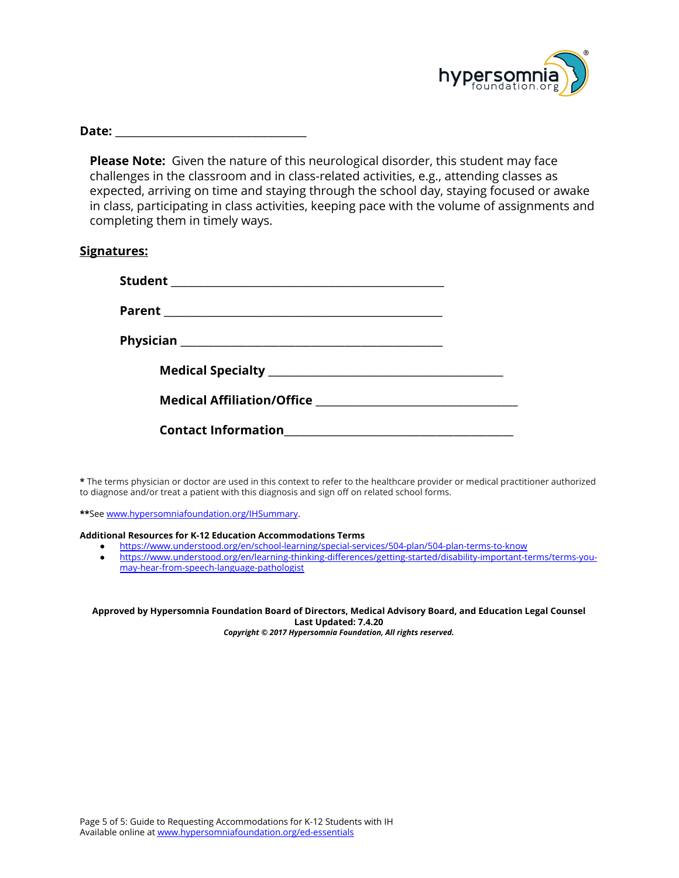**Date:** ________________________________

**Please Note:** Given the nature of this neurological disorder, this student may face challenges in the classroom and in class-related activities, e.g., attending classes as expected, arriving on time and staying through the school day, staying focused or awake in class, participating in class activities, keeping pace with the volume of assignments and completing them in timely ways.

## Signatures:

**Student** ______________________________________________

**Parent** ______________________________________________

**Physician** ____________________________________________

**Medical Specialty** ________________________________________

**Medical Affiliation/Office** __________________________________

**Contact Information**______________________________________

**\*** The terms physician or doctor are used in this context to refer to the healthcare provider or medical practitioner authorized to diagnose and/or treat a patient with this diagnosis and sign off on related school forms.

**\*\***See www.hypersomniafoundation.org/IHSummary.

**Additional Resources for K-12 Education Accommodations Terms**

- https://www.understood.org/en/school-learning/special-services/504-plan/504-plan-terms-to-know
- https://www.understood.org/en/learning-thinking-differences/getting-started/disability-important-terms/terms-you-may-hear-from-speech-language-pathologist

**Approved by Hypersomnia Foundation Board of Directors, Medical Advisory Board, and Education Legal Counsel**
**Last Updated: 7.4.20**
***Copyright © 2017 Hypersomnia Foundation, All rights reserved.***

Page 5 of 5: Guide to Requesting Accommodations for K-12 Students with IH
Available online at www.hypersomniafoundation.org/ed-essentials